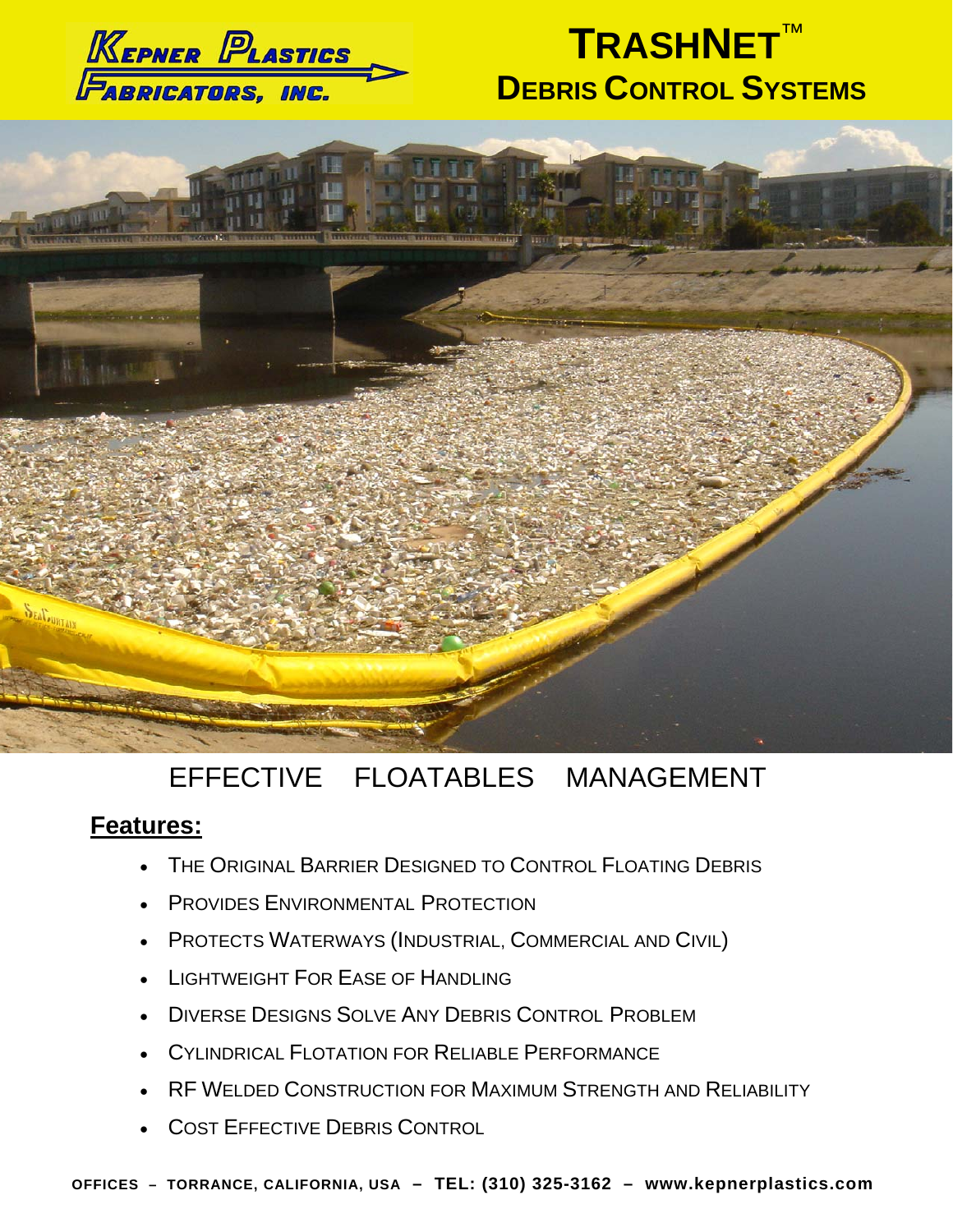Kepner Plastics Fabricators, Inc.

# TrashNet™ Debris Control Systems

## EFFECTIVE FLOATABLES MANAGEMENT

### Features:

- The Original Barrier Designed to Control Floating Debris
- Provides Environmental Protection
- Protects Waterways (Industrial, Commercial and Civil)
- Lightweight For Ease of Handling
- Diverse Designs Solve Any Debris Control Problem
- Cylindrical Flotation for Reliable Performance
- RF Welded Construction for Maximum Strength and Reliability
- Cost Effective Debris Control

OFFICES – TORRANCE, CALIFORNIA, USA – TEL: (310) 325-3162 – www.kepnerplastics.com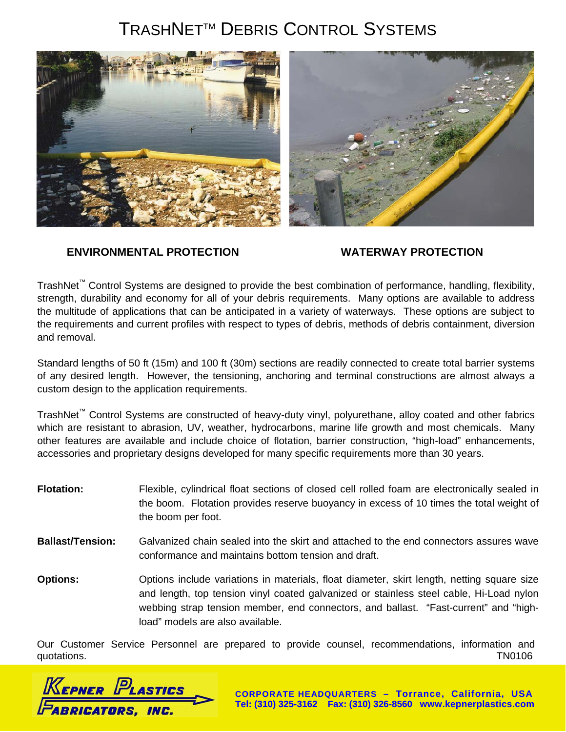# TrashNet™ Debris Control Systems

**ENVIRONMENTAL PROTECTION**

**WATERWAY PROTECTION**

TrashNet™ Control Systems are designed to provide the best combination of performance, handling, flexibility, strength, durability and economy for all of your debris requirements. Many options are available to address the multitude of applications that can be anticipated in a variety of waterways. These options are subject to the requirements and current profiles with respect to types of debris, methods of debris containment, diversion and removal.

Standard lengths of 50 ft (15m) and 100 ft (30m) sections are readily connected to create total barrier systems of any desired length. However, the tensioning, anchoring and terminal constructions are almost always a custom design to the application requirements.

TrashNet™ Control Systems are constructed of heavy-duty vinyl, polyurethane, alloy coated and other fabrics which are resistant to abrasion, UV, weather, hydrocarbons, marine life growth and most chemicals. Many other features are available and include choice of flotation, barrier construction, "high-load" enhancements, accessories and proprietary designs developed for many specific requirements more than 30 years.

**Flotation:** Flexible, cylindrical float sections of closed cell rolled foam are electronically sealed in the boom. Flotation provides reserve buoyancy in excess of 10 times the total weight of the boom per foot.

**Ballast/Tension:** Galvanized chain sealed into the skirt and attached to the end connectors assures wave conformance and maintains bottom tension and draft.

**Options:** Options include variations in materials, float diameter, skirt length, netting square size and length, top tension vinyl coated galvanized or stainless steel cable, Hi-Load nylon webbing strap tension member, end connectors, and ballast. "Fast-current" and "high-load" models are also available.

Our Customer Service Personnel are prepared to provide counsel, recommendations, information and quotations.

TN0106

KEPNER PLASTICS FABRICATORS, INC.

CORPORATE HEADQUARTERS – Torrance, California, USA
Tel: (310) 325-3162 Fax: (310) 326-8560 www.kepnerplastics.com